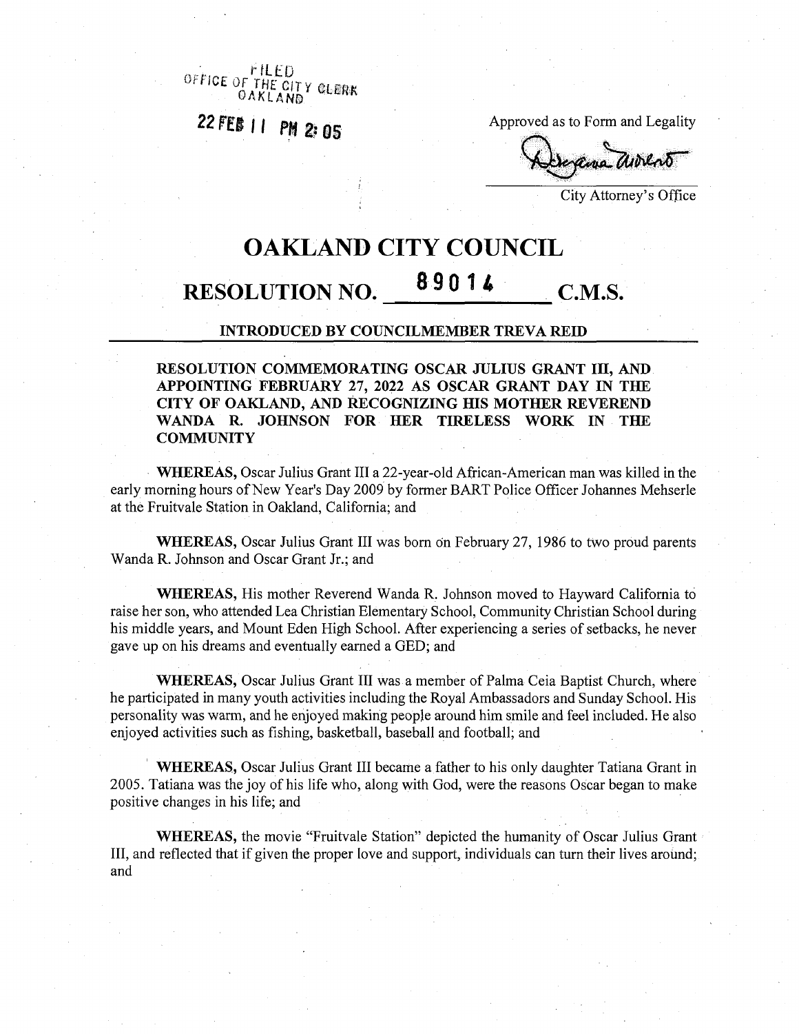FILED
OFFICE OF THE CITY CLERK
OAKLAND

22 FEB 11 PM 2:05

Approved as to Form and Legality

City Attorney's Office

# OAKLAND CITY COUNCIL

# RESOLUTION NO. 89014 C.M.S.

**INTRODUCED BY COUNCILMEMBER TREVA REID**

**RESOLUTION COMMEMORATING OSCAR JULIUS GRANT III, AND APPOINTING FEBRUARY 27, 2022 AS OSCAR GRANT DAY IN THE CITY OF OAKLAND, AND RECOGNIZING HIS MOTHER REVEREND WANDA R. JOHNSON FOR HER TIRELESS WORK IN THE COMMUNITY**

**WHEREAS,** Oscar Julius Grant III a 22-year-old African-American man was killed in the early morning hours of New Year's Day 2009 by former BART Police Officer Johannes Mehserle at the Fruitvale Station in Oakland, California; and

**WHEREAS,** Oscar Julius Grant III was born on February 27, 1986 to two proud parents Wanda R. Johnson and Oscar Grant Jr.; and

**WHEREAS,** His mother Reverend Wanda R. Johnson moved to Hayward California to raise her son, who attended Lea Christian Elementary School, Community Christian School during his middle years, and Mount Eden High School. After experiencing a series of setbacks, he never gave up on his dreams and eventually earned a GED; and

**WHEREAS,** Oscar Julius Grant III was a member of Palma Ceia Baptist Church, where he participated in many youth activities including the Royal Ambassadors and Sunday School. His personality was warm, and he enjoyed making people around him smile and feel included. He also enjoyed activities such as fishing, basketball, baseball and football; and

**WHEREAS,** Oscar Julius Grant III became a father to his only daughter Tatiana Grant in 2005. Tatiana was the joy of his life who, along with God, were the reasons Oscar began to make positive changes in his life; and

**WHEREAS,** the movie "Fruitvale Station" depicted the humanity of Oscar Julius Grant III, and reflected that if given the proper love and support, individuals can turn their lives around; and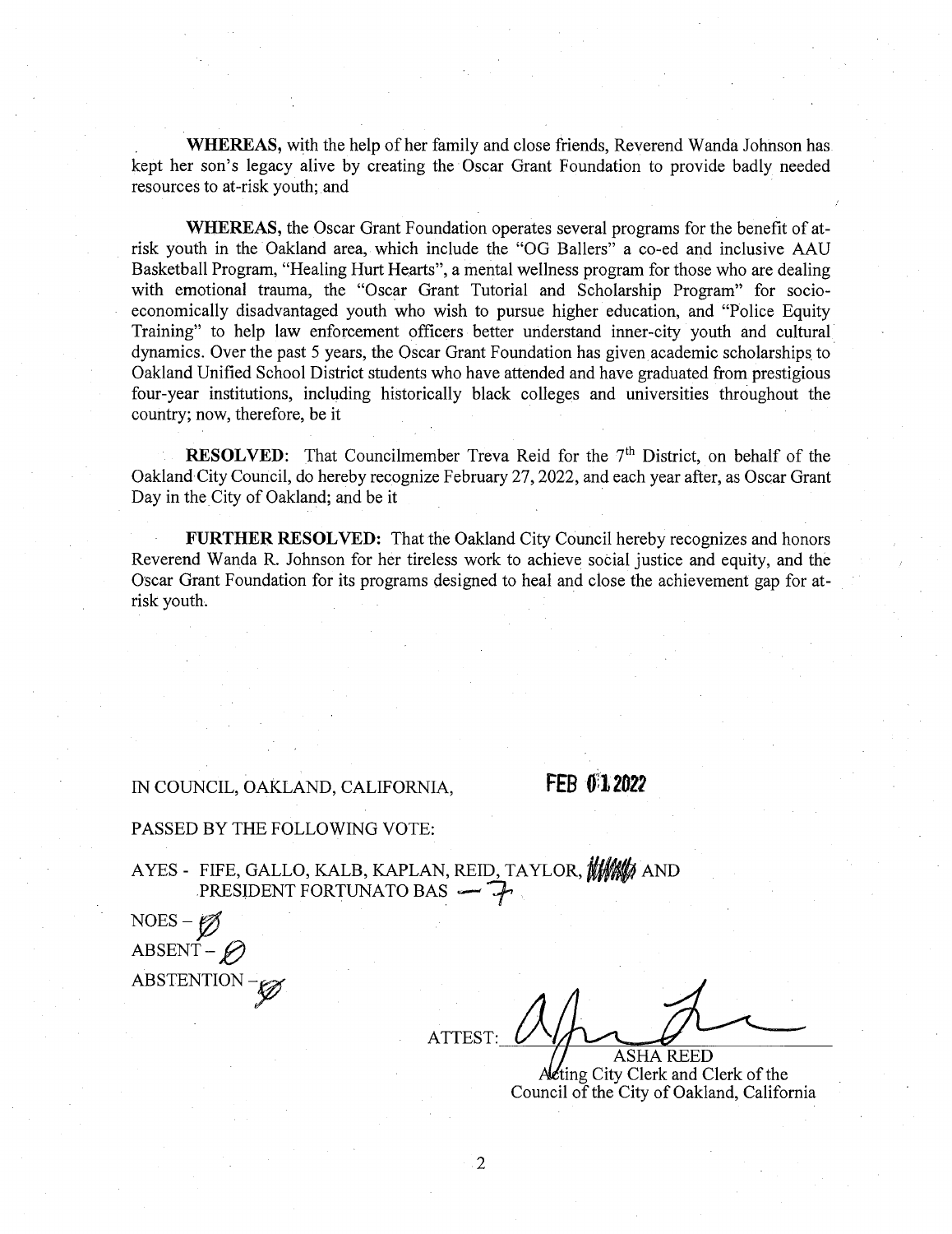**WHEREAS,** with the help of her family and close friends, Reverend Wanda Johnson has kept her son's legacy alive by creating the Oscar Grant Foundation to provide badly needed resources to at-risk youth; and

**WHEREAS,** the Oscar Grant Foundation operates several programs for the benefit of at-risk youth in the Oakland area, which include the "OG Ballers" a co-ed and inclusive AAU Basketball Program, "Healing Hurt Hearts", a mental wellness program for those who are dealing with emotional trauma, the "Oscar Grant Tutorial and Scholarship Program" for socio-economically disadvantaged youth who wish to pursue higher education, and "Police Equity Training" to help law enforcement officers better understand inner-city youth and cultural dynamics. Over the past 5 years, the Oscar Grant Foundation has given academic scholarships to Oakland Unified School District students who have attended and have graduated from prestigious four-year institutions, including historically black colleges and universities throughout the country; now, therefore, be it

**RESOLVED:** That Councilmember Treva Reid for the 7th District, on behalf of the Oakland City Council, do hereby recognize February 27, 2022, and each year after, as Oscar Grant Day in the City of Oakland; and be it

**FURTHER RESOLVED:** That the Oakland City Council hereby recognizes and honors Reverend Wanda R. Johnson for her tireless work to achieve social justice and equity, and the Oscar Grant Foundation for its programs designed to heal and close the achievement gap for at-risk youth.

IN COUNCIL, OAKLAND, CALIFORNIA, **FEB 01 2022**

PASSED BY THE FOLLOWING VOTE:

AYES - FIFE, GALLO, KALB, KAPLAN, REID, TAYLOR, ~~THAO~~ AND PRESIDENT FORTUNATO BAS — 7

NOES – Ø

ABSENT – Ø

ABSTENTION – Ø

ATTEST: _______________

ASHA REED

Acting City Clerk and Clerk of the Council of the City of Oakland, California